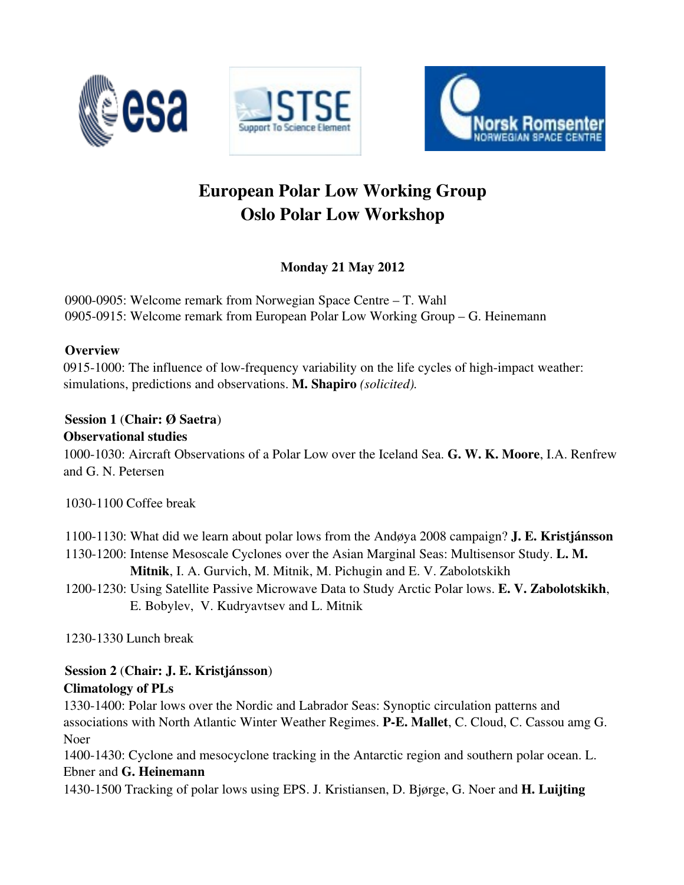# European Polar Low Working Group
# Oslo Polar Low Workshop

**Monday 21 May 2012**

0900-0905: Welcome remark from Norwegian Space Centre – T. Wahl
0905-0915: Welcome remark from European Polar Low Working Group – G. Heinemann

**Overview**
0915-1000: The influence of low-frequency variability on the life cycles of high-impact weather: simulations, predictions and observations. **M. Shapiro** *(solicited).*

**Session 1** (**Chair: Ø Saetra**)
**Observational studies**
1000-1030: Aircraft Observations of a Polar Low over the Iceland Sea. **G. W. K. Moore**, I.A. Renfrew and G. N. Petersen

1030-1100 Coffee break

1100-1130: What did we learn about polar lows from the Andøya 2008 campaign? **J. E. Kristjánsson**
1130-1200: Intense Mesoscale Cyclones over the Asian Marginal Seas: Multisensor Study. **L. M. Mitnik**, I. A. Gurvich, M. Mitnik, M. Pichugin and E. V. Zabolotskikh
1200-1230: Using Satellite Passive Microwave Data to Study Arctic Polar lows. **E. V. Zabolotskikh**, E. Bobylev, V. Kudryavtsev and L. Mitnik

1230-1330 Lunch break

**Session 2** (**Chair: J. E. Kristjánsson**)
**Climatology of PLs**
1330-1400: Polar lows over the Nordic and Labrador Seas: Synoptic circulation patterns and associations with North Atlantic Winter Weather Regimes. **P-E. Mallet**, C. Cloud, C. Cassou amg G. Noer
1400-1430: Cyclone and mesocyclone tracking in the Antarctic region and southern polar ocean. L. Ebner and **G. Heinemann**
1430-1500 Tracking of polar lows using EPS. J. Kristiansen, D. Bjørge, G. Noer and **H. Luijting**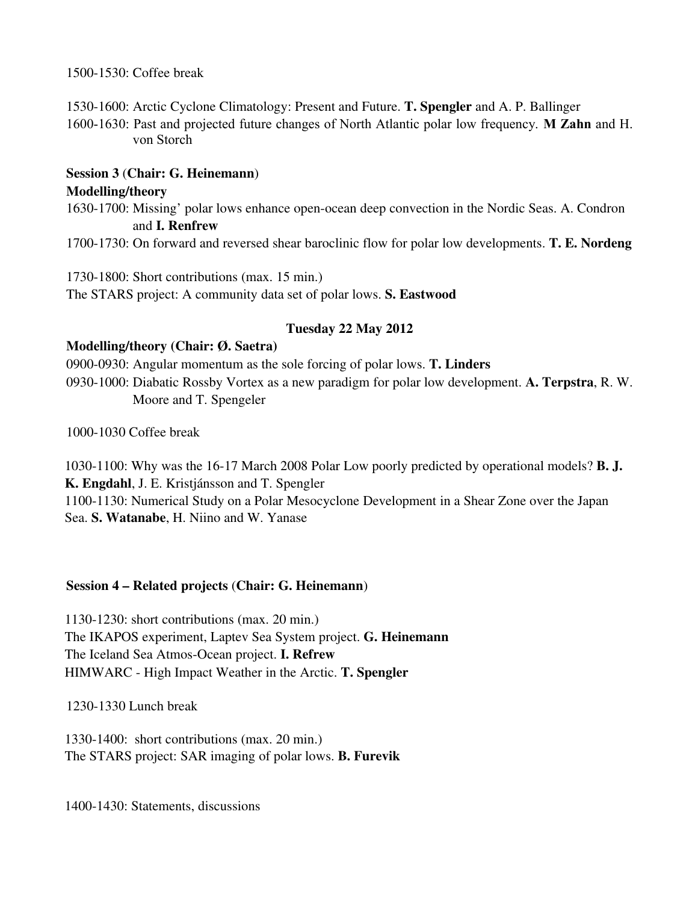1500-1530: Coffee break

1530-1600: Arctic Cyclone Climatology: Present and Future. **T. Spengler** and A. P. Ballinger

1600-1630: Past and projected future changes of North Atlantic polar low frequency. **M Zahn** and H. von Storch

**Session 3** (**Chair: G. Heinemann**)

**Modelling/theory**

1630-1700: Missing' polar lows enhance open-ocean deep convection in the Nordic Seas. A. Condron and **I. Renfrew**

1700-1730: On forward and reversed shear baroclinic flow for polar low developments. **T. E. Nordeng**

1730-1800: Short contributions (max. 15 min.)

The STARS project: A community data set of polar lows. **S. Eastwood**

**Tuesday 22 May 2012**

**Modelling/theory (Chair: Ø. Saetra)**

0900-0930: Angular momentum as the sole forcing of polar lows. **T. Linders**

0930-1000: Diabatic Rossby Vortex as a new paradigm for polar low development. **A. Terpstra**, R. W. Moore and T. Spengeler

1000-1030 Coffee break

1030-1100: Why was the 16-17 March 2008 Polar Low poorly predicted by operational models? **B. J. K. Engdahl**, J. E. Kristjánsson and T. Spengler

1100-1130: Numerical Study on a Polar Mesocyclone Development in a Shear Zone over the Japan Sea. **S. Watanabe**, H. Niino and W. Yanase

**Session 4 – Related projects** (**Chair: G. Heinemann**)

1130-1230: short contributions (max. 20 min.)

The IKAPOS experiment, Laptev Sea System project. **G. Heinemann**

The Iceland Sea Atmos-Ocean project. **I. Refrew**

HIMWARC - High Impact Weather in the Arctic. **T. Spengler**

1230-1330 Lunch break

1330-1400: short contributions (max. 20 min.)

The STARS project: SAR imaging of polar lows. **B. Furevik**

1400-1430: Statements, discussions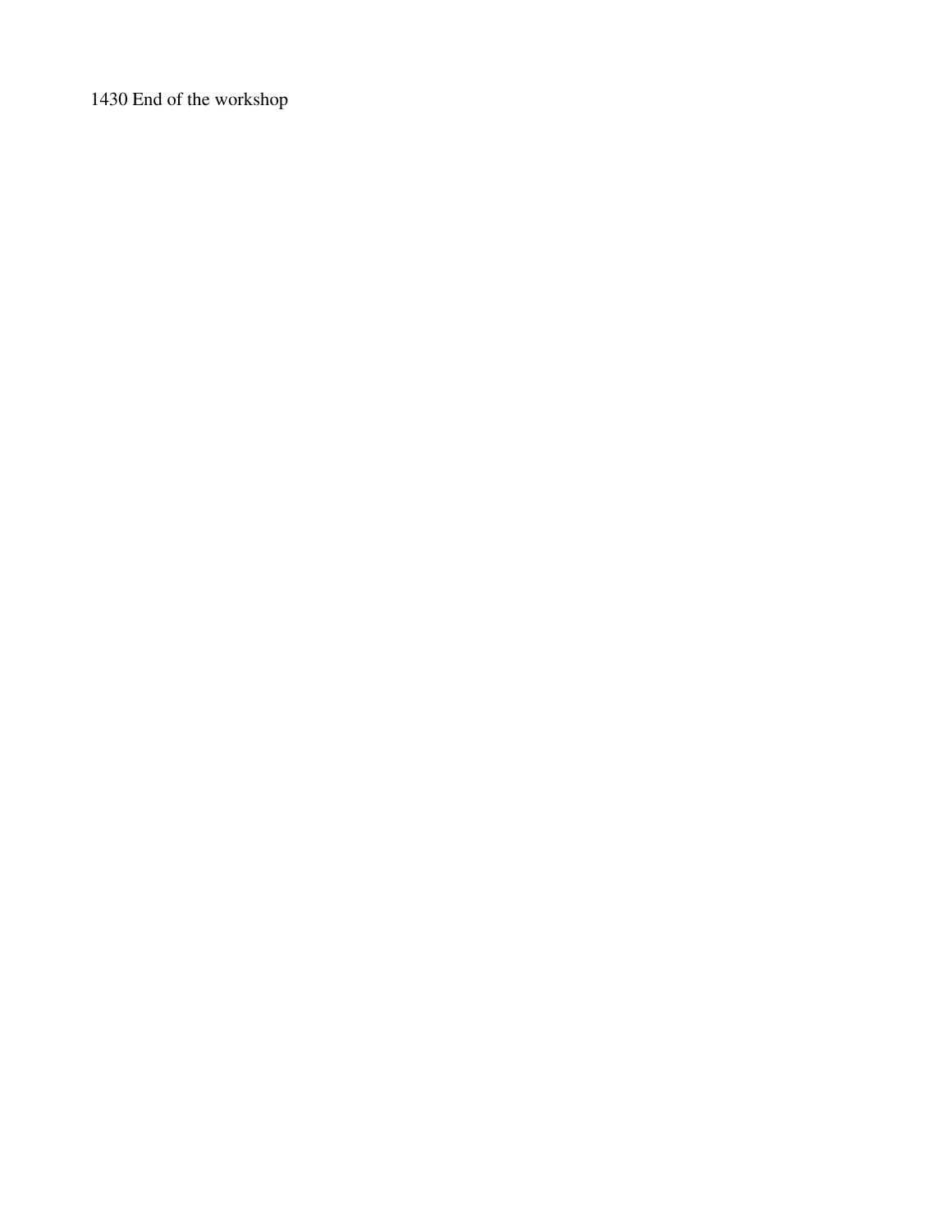1430 End of the workshop